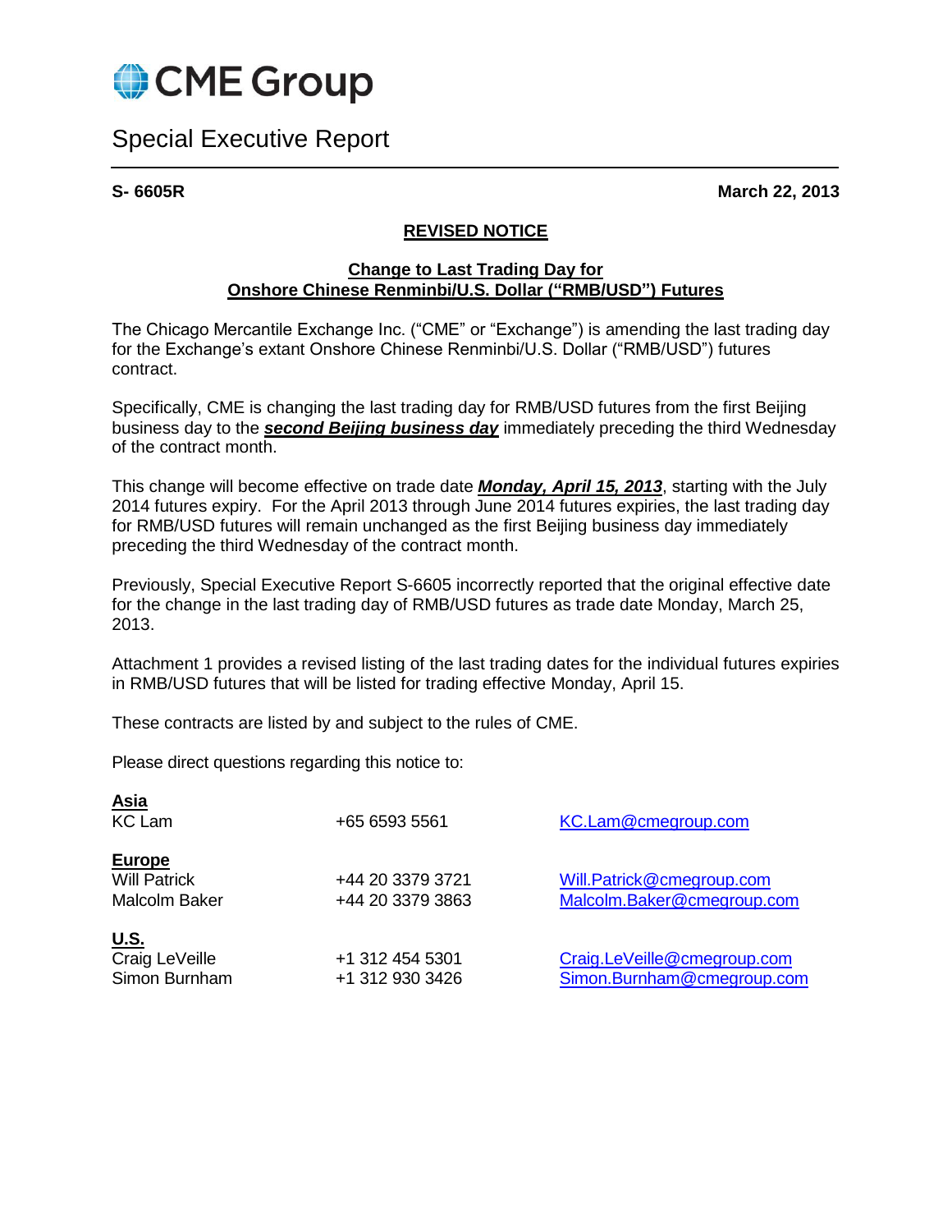CME Group

# Special Executive Report

**S- 6605R** **March 22, 2013**

## REVISED NOTICE

### Change to Last Trading Day for Onshore Chinese Renminbi/U.S. Dollar (“RMB/USD”) Futures

The Chicago Mercantile Exchange Inc. (“CME” or “Exchange”) is amending the last trading day for the Exchange’s extant Onshore Chinese Renminbi/U.S. Dollar (“RMB/USD”) futures contract.

Specifically, CME is changing the last trading day for RMB/USD futures from the first Beijing business day to the ***second Beijing business day*** immediately preceding the third Wednesday of the contract month.

This change will become effective on trade date ***Monday, April 15, 2013***, starting with the July 2014 futures expiry. For the April 2013 through June 2014 futures expiries, the last trading day for RMB/USD futures will remain unchanged as the first Beijing business day immediately preceding the third Wednesday of the contract month.

Previously, Special Executive Report S-6605 incorrectly reported that the original effective date for the change in the last trading day of RMB/USD futures as trade date Monday, March 25, 2013.

Attachment 1 provides a revised listing of the last trading dates for the individual futures expiries in RMB/USD futures that will be listed for trading effective Monday, April 15.

These contracts are listed by and subject to the rules of CME.

Please direct questions regarding this notice to:

**Asia**

| | | |
|---|---|---|
| KC Lam | +65 6593 5561 | KC.Lam@cmegroup.com |

**Europe**

| | | |
|---|---|---|
| Will Patrick | +44 20 3379 3721 | Will.Patrick@cmegroup.com |
| Malcolm Baker | +44 20 3379 3863 | Malcolm.Baker@cmegroup.com |

**U.S.**

| | | |
|---|---|---|
| Craig LeVeille | +1 312 454 5301 | Craig.LeVeille@cmegroup.com |
| Simon Burnham | +1 312 930 3426 | Simon.Burnham@cmegroup.com |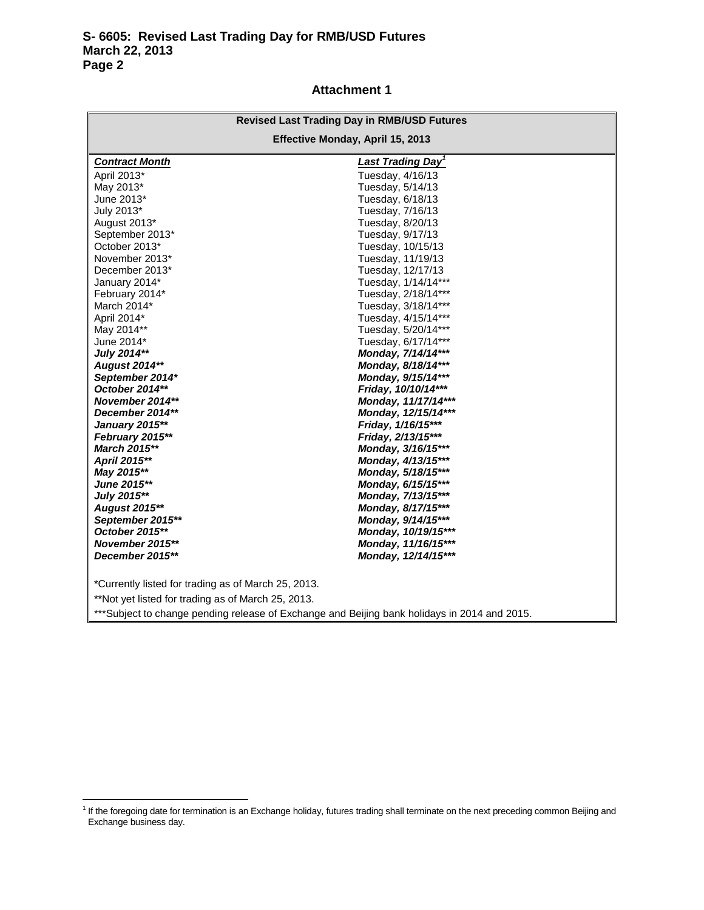## Attachment 1

| Revised Last Trading Day in RMB/USD Futures<br>Effective Monday, April 15, 2013 | |
|---|---|
| ***Contract Month*** | ***Last Trading Day***[1] |
| April 2013* | Tuesday, 4/16/13 |
| May 2013* | Tuesday, 5/14/13 |
| June 2013* | Tuesday, 6/18/13 |
| July 2013* | Tuesday, 7/16/13 |
| August 2013* | Tuesday, 8/20/13 |
| September 2013* | Tuesday, 9/17/13 |
| October 2013* | Tuesday, 10/15/13 |
| November 2013* | Tuesday, 11/19/13 |
| December 2013* | Tuesday, 12/17/13 |
| January 2014* | Tuesday, 1/14/14*** |
| February 2014* | Tuesday, 2/18/14*** |
| March 2014* | Tuesday, 3/18/14*** |
| April 2014* | Tuesday, 4/15/14*** |
| May 2014** | Tuesday, 5/20/14*** |
| June 2014* | Tuesday, 6/17/14*** |
| ***July 2014**** | ***Monday, 7/14/14***** |
| ***August 2014**** | ***Monday, 8/18/14***** |
| ***September 2014**** | ***Monday, 9/15/14***** |
| ***October 2014**** | ***Friday, 10/10/14***** |
| ***November 2014**** | ***Monday, 11/17/14***** |
| ***December 2014**** | ***Monday, 12/15/14***** |
| ***January 2015**** | ***Friday, 1/16/15***** |
| ***February 2015**** | ***Friday, 2/13/15***** |
| ***March 2015**** | ***Monday, 3/16/15***** |
| ***April 2015**** | ***Monday, 4/13/15***** |
| ***May 2015**** | ***Monday, 5/18/15***** |
| ***June 2015**** | ***Monday, 6/15/15***** |
| ***July 2015**** | ***Monday, 7/13/15***** |
| ***August 2015**** | ***Monday, 8/17/15***** |
| ***September 2015**** | ***Monday, 9/14/15***** |
| ***October 2015**** | ***Monday, 10/19/15***** |
| ***November 2015**** | ***Monday, 11/16/15***** |
| ***December 2015**** | ***Monday, 12/14/15***** |

*Currently listed for trading as of March 25, 2013.

**Not yet listed for trading as of March 25, 2013.

***Subject to change pending release of Exchange and Beijing bank holidays in 2014 and 2015.

[1] If the foregoing date for termination is an Exchange holiday, futures trading shall terminate on the next preceding common Beijing and Exchange business day.